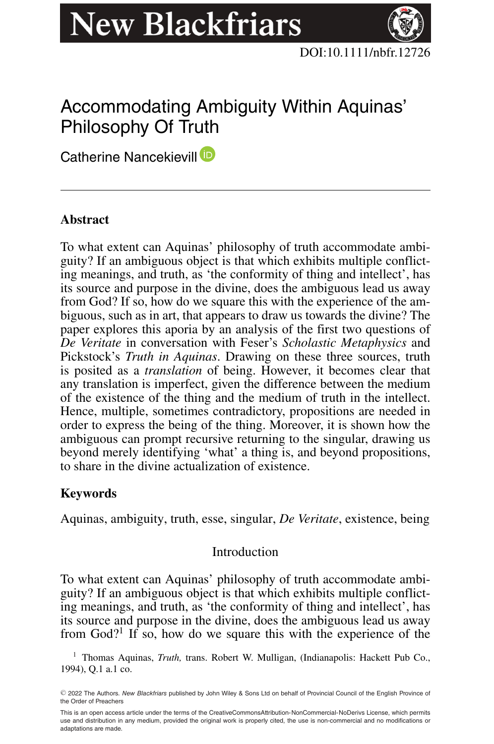New Blackfriars

DOI:10.1111/nbfr.12726

# Accommodating Ambiguity Within Aquinas' Philosophy Of Truth

Catherine Nancekievill

## Abstract

To what extent can Aquinas' philosophy of truth accommodate ambiguity? If an ambiguous object is that which exhibits multiple conflicting meanings, and truth, as 'the conformity of thing and intellect', has its source and purpose in the divine, does the ambiguous lead us away from God? If so, how do we square this with the experience of the ambiguous, such as in art, that appears to draw us towards the divine? The paper explores this aporia by an analysis of the first two questions of *De Veritate* in conversation with Feser's *Scholastic Metaphysics* and Pickstock's *Truth in Aquinas*. Drawing on these three sources, truth is posited as a *translation* of being. However, it becomes clear that any translation is imperfect, given the difference between the medium of the existence of the thing and the medium of truth in the intellect. Hence, multiple, sometimes contradictory, propositions are needed in order to express the being of the thing. Moreover, it is shown how the ambiguous can prompt recursive returning to the singular, drawing us beyond merely identifying 'what' a thing is, and beyond propositions, to share in the divine actualization of existence.

## Keywords

Aquinas, ambiguity, truth, esse, singular, *De Veritate*, existence, being

## Introduction

To what extent can Aquinas' philosophy of truth accommodate ambiguity? If an ambiguous object is that which exhibits multiple conflicting meanings, and truth, as 'the conformity of thing and intellect', has its source and purpose in the divine, does the ambiguous lead us away from God?[1] If so, how do we square this with the experience of the

[1] Thomas Aquinas, *Truth,* trans. Robert W. Mulligan, (Indianapolis: Hackett Pub Co., 1994), Q.1 a.1 co.

© 2022 The Authors. *New Blackfriars* published by John Wiley & Sons Ltd on behalf of Provincial Council of the English Province of the Order of Preachers

This is an open access article under the terms of the CreativeCommonsAttribution-NonCommercial-NoDerivs License, which permits use and distribution in any medium, provided the original work is properly cited, the use is non-commercial and no modifications or adaptations are made.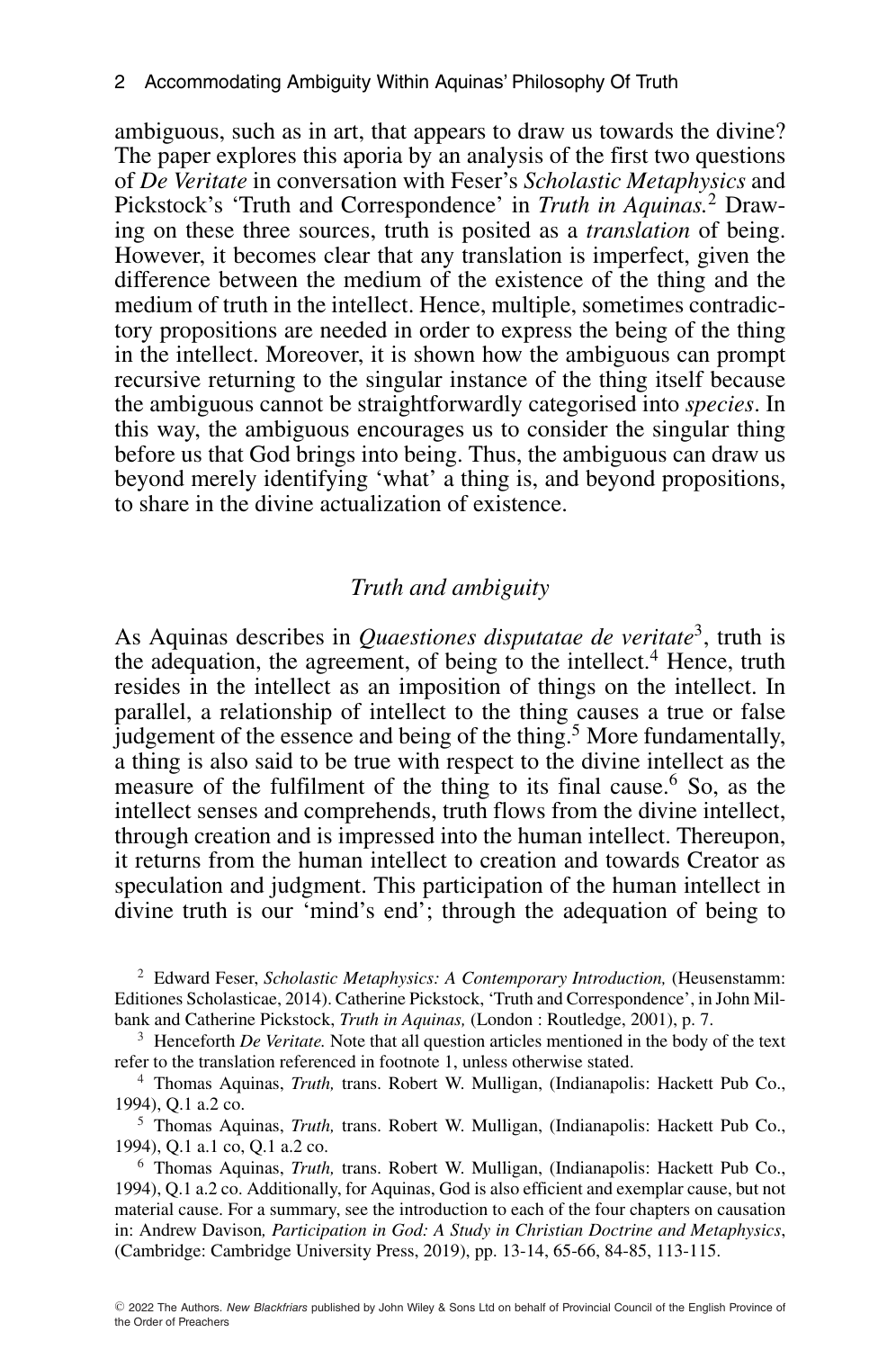ambiguous, such as in art, that appears to draw us towards the divine? The paper explores this aporia by an analysis of the first two questions of *De Veritate* in conversation with Feser's *Scholastic Metaphysics* and Pickstock's 'Truth and Correspondence' in *Truth in Aquinas.*[2] Drawing on these three sources, truth is posited as a *translation* of being. However, it becomes clear that any translation is imperfect, given the difference between the medium of the existence of the thing and the medium of truth in the intellect. Hence, multiple, sometimes contradictory propositions are needed in order to express the being of the thing in the intellect. Moreover, it is shown how the ambiguous can prompt recursive returning to the singular instance of the thing itself because the ambiguous cannot be straightforwardly categorised into *species*. In this way, the ambiguous encourages us to consider the singular thing before us that God brings into being. Thus, the ambiguous can draw us beyond merely identifying 'what' a thing is, and beyond propositions, to share in the divine actualization of existence.

## *Truth and ambiguity*

As Aquinas describes in *Quaestiones disputatae de veritate*[3], truth is the adequation, the agreement, of being to the intellect.[4] Hence, truth resides in the intellect as an imposition of things on the intellect. In parallel, a relationship of intellect to the thing causes a true or false judgement of the essence and being of the thing.[5] More fundamentally, a thing is also said to be true with respect to the divine intellect as the measure of the fulfilment of the thing to its final cause.[6] So, as the intellect senses and comprehends, truth flows from the divine intellect, through creation and is impressed into the human intellect. Thereupon, it returns from the human intellect to creation and towards Creator as speculation and judgment. This participation of the human intellect in divine truth is our 'mind's end'; through the adequation of being to

[2] Edward Feser, *Scholastic Metaphysics: A Contemporary Introduction,* (Heusenstamm: Editiones Scholasticae, 2014). Catherine Pickstock, 'Truth and Correspondence', in John Milbank and Catherine Pickstock, *Truth in Aquinas,* (London : Routledge, 2001), p. 7.

[3] Henceforth *De Veritate.* Note that all question articles mentioned in the body of the text refer to the translation referenced in footnote 1, unless otherwise stated.

[4] Thomas Aquinas, *Truth,* trans. Robert W. Mulligan, (Indianapolis: Hackett Pub Co., 1994), Q.1 a.2 co.

[5] Thomas Aquinas, *Truth,* trans. Robert W. Mulligan, (Indianapolis: Hackett Pub Co., 1994), Q.1 a.1 co, Q.1 a.2 co.

[6] Thomas Aquinas, *Truth,* trans. Robert W. Mulligan, (Indianapolis: Hackett Pub Co., 1994), Q.1 a.2 co. Additionally, for Aquinas, God is also efficient and exemplar cause, but not material cause. For a summary, see the introduction to each of the four chapters on causation in: Andrew Davison*, Participation in God: A Study in Christian Doctrine and Metaphysics*, (Cambridge: Cambridge University Press, 2019), pp. 13-14, 65-66, 84-85, 113-115.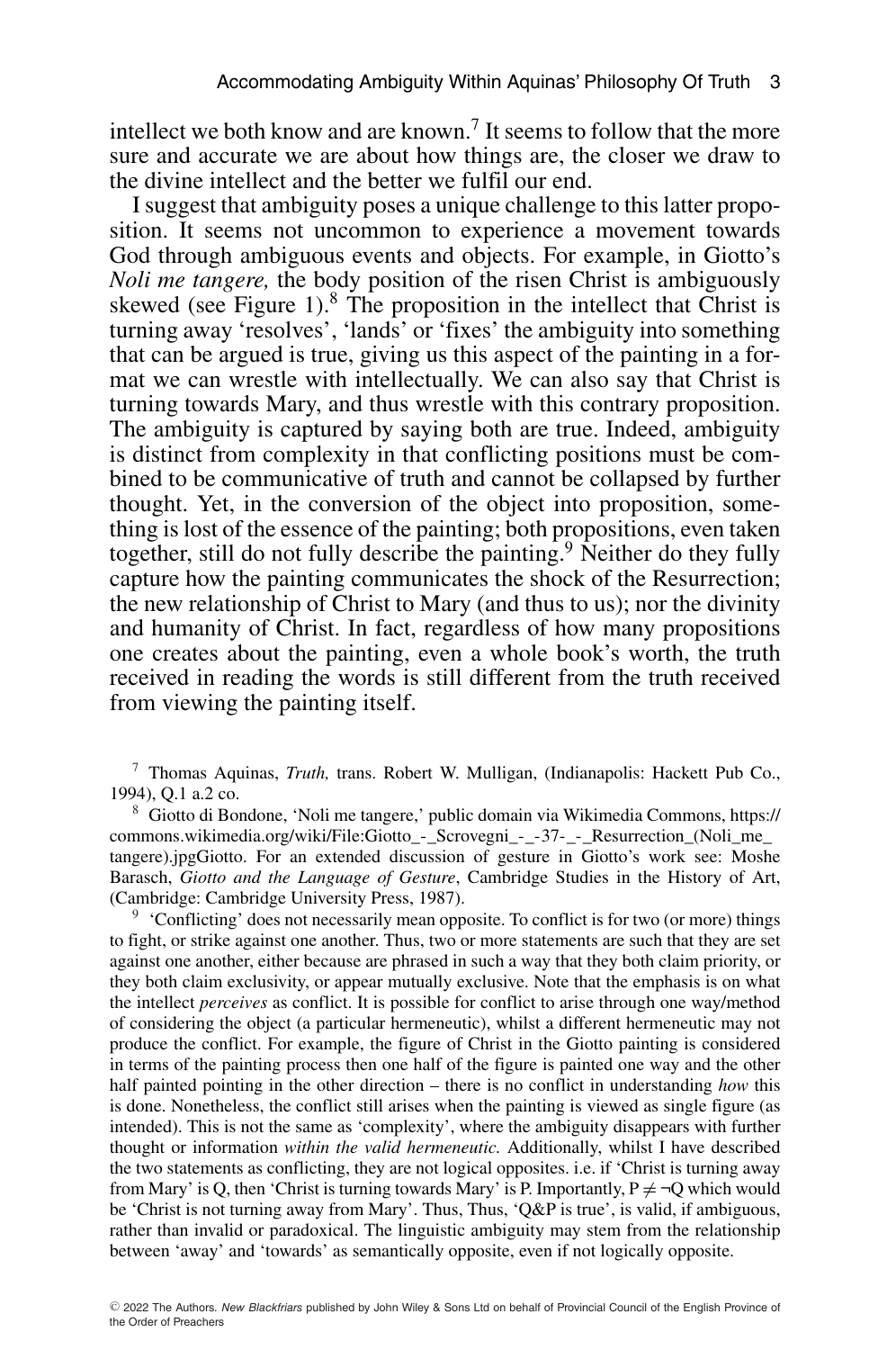intellect we both know and are known.[7] It seems to follow that the more sure and accurate we are about how things are, the closer we draw to the divine intellect and the better we fulfil our end.

I suggest that ambiguity poses a unique challenge to this latter proposition. It seems not uncommon to experience a movement towards God through ambiguous events and objects. For example, in Giotto's *Noli me tangere,* the body position of the risen Christ is ambiguously skewed (see Figure 1).[8] The proposition in the intellect that Christ is turning away 'resolves', 'lands' or 'fixes' the ambiguity into something that can be argued is true, giving us this aspect of the painting in a format we can wrestle with intellectually. We can also say that Christ is turning towards Mary, and thus wrestle with this contrary proposition. The ambiguity is captured by saying both are true. Indeed, ambiguity is distinct from complexity in that conflicting positions must be combined to be communicative of truth and cannot be collapsed by further thought. Yet, in the conversion of the object into proposition, something is lost of the essence of the painting; both propositions, even taken together, still do not fully describe the painting.[9] Neither do they fully capture how the painting communicates the shock of the Resurrection; the new relationship of Christ to Mary (and thus to us); nor the divinity and humanity of Christ. In fact, regardless of how many propositions one creates about the painting, even a whole book's worth, the truth received in reading the words is still different from the truth received from viewing the painting itself.

[7] Thomas Aquinas, *Truth,* trans. Robert W. Mulligan, (Indianapolis: Hackett Pub Co., 1994), Q.1 a.2 co.

[8] Giotto di Bondone, 'Noli me tangere,' public domain via Wikimedia Commons, https://commons.wikimedia.org/wiki/File:Giotto_-_Scrovegni_-_-37-_-_Resurrection_(Noli_me_tangere).jpgGiotto. For an extended discussion of gesture in Giotto's work see: Moshe Barasch, *Giotto and the Language of Gesture*, Cambridge Studies in the History of Art, (Cambridge: Cambridge University Press, 1987).

[9] 'Conflicting' does not necessarily mean opposite. To conflict is for two (or more) things to fight, or strike against one another. Thus, two or more statements are such that they are set against one another, either because are phrased in such a way that they both claim priority, or they both claim exclusivity, or appear mutually exclusive. Note that the emphasis is on what the intellect *perceives* as conflict. It is possible for conflict to arise through one way/method of considering the object (a particular hermeneutic), whilst a different hermeneutic may not produce the conflict. For example, the figure of Christ in the Giotto painting is considered in terms of the painting process then one half of the figure is painted one way and the other half painted pointing in the other direction – there is no conflict in understanding *how* this is done. Nonetheless, the conflict still arises when the painting is viewed as single figure (as intended). This is not the same as 'complexity', where the ambiguity disappears with further thought or information *within the valid hermeneutic.* Additionally, whilst I have described the two statements as conflicting, they are not logical opposites. i.e. if 'Christ is turning away from Mary' is Q, then 'Christ is turning towards Mary' is P. Importantly, $P \neq \neg Q$ which would be 'Christ is not turning away from Mary'. Thus, Thus, 'Q&P is true', is valid, if ambiguous, rather than invalid or paradoxical. The linguistic ambiguity may stem from the relationship between 'away' and 'towards' as semantically opposite, even if not logically opposite.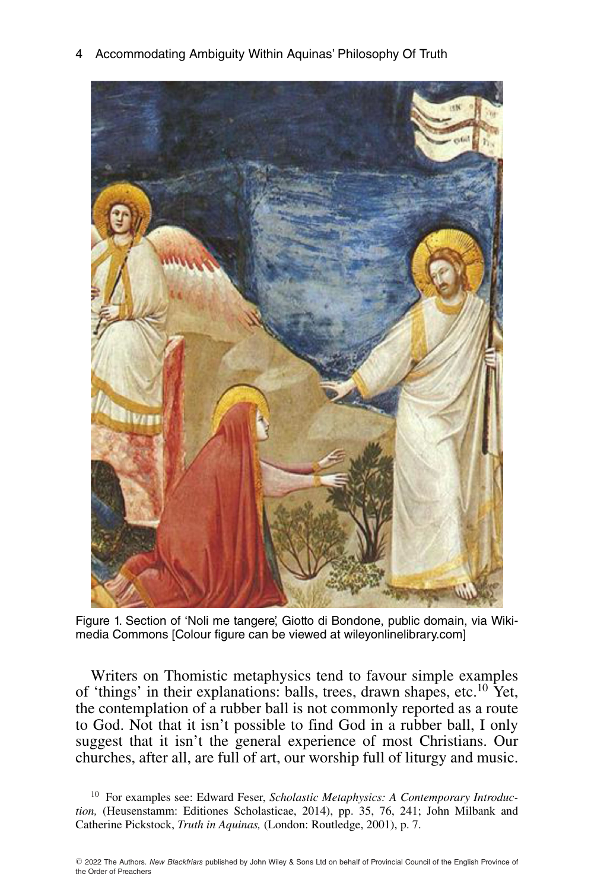Figure 1. Section of 'Noli me tangere', Giotto di Bondone, public domain, via Wikimedia Commons [Colour figure can be viewed at wileyonlinelibrary.com]

Writers on Thomistic metaphysics tend to favour simple examples of 'things' in their explanations: balls, trees, drawn shapes, etc.[10] Yet, the contemplation of a rubber ball is not commonly reported as a route to God. Not that it isn't possible to find God in a rubber ball, I only suggest that it isn't the general experience of most Christians. Our churches, after all, are full of art, our worship full of liturgy and music.

[10] For examples see: Edward Feser, *Scholastic Metaphysics: A Contemporary Introduction,* (Heusenstamm: Editiones Scholasticae, 2014), pp. 35, 76, 241; John Milbank and Catherine Pickstock, *Truth in Aquinas,* (London: Routledge, 2001), p. 7.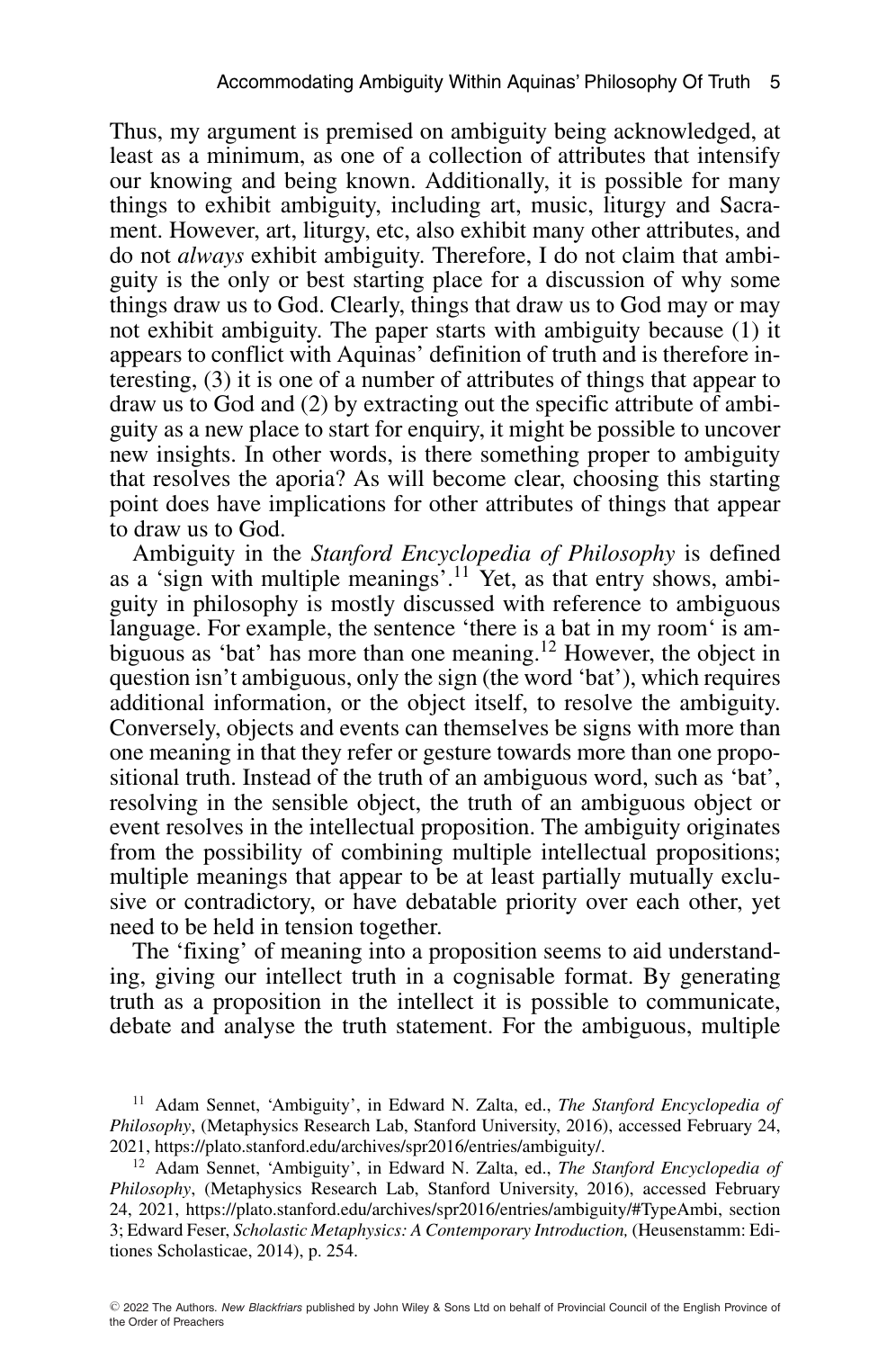Thus, my argument is premised on ambiguity being acknowledged, at least as a minimum, as one of a collection of attributes that intensify our knowing and being known. Additionally, it is possible for many things to exhibit ambiguity, including art, music, liturgy and Sacrament. However, art, liturgy, etc, also exhibit many other attributes, and do not *always* exhibit ambiguity. Therefore, I do not claim that ambiguity is the only or best starting place for a discussion of why some things draw us to God. Clearly, things that draw us to God may or may not exhibit ambiguity. The paper starts with ambiguity because (1) it appears to conflict with Aquinas' definition of truth and is therefore interesting, (3) it is one of a number of attributes of things that appear to draw us to God and (2) by extracting out the specific attribute of ambiguity as a new place to start for enquiry, it might be possible to uncover new insights. In other words, is there something proper to ambiguity that resolves the aporia? As will become clear, choosing this starting point does have implications for other attributes of things that appear to draw us to God.

Ambiguity in the *Stanford Encyclopedia of Philosophy* is defined as a 'sign with multiple meanings'.[11] Yet, as that entry shows, ambiguity in philosophy is mostly discussed with reference to ambiguous language. For example, the sentence 'there is a bat in my room' is ambiguous as 'bat' has more than one meaning.[12] However, the object in question isn't ambiguous, only the sign (the word 'bat'), which requires additional information, or the object itself, to resolve the ambiguity. Conversely, objects and events can themselves be signs with more than one meaning in that they refer or gesture towards more than one propositional truth. Instead of the truth of an ambiguous word, such as 'bat', resolving in the sensible object, the truth of an ambiguous object or event resolves in the intellectual proposition. The ambiguity originates from the possibility of combining multiple intellectual propositions; multiple meanings that appear to be at least partially mutually exclusive or contradictory, or have debatable priority over each other, yet need to be held in tension together.

The 'fixing' of meaning into a proposition seems to aid understanding, giving our intellect truth in a cognisable format. By generating truth as a proposition in the intellect it is possible to communicate, debate and analyse the truth statement. For the ambiguous, multiple

[11] Adam Sennet, 'Ambiguity', in Edward N. Zalta, ed., *The Stanford Encyclopedia of Philosophy*, (Metaphysics Research Lab, Stanford University, 2016), accessed February 24, 2021, https://plato.stanford.edu/archives/spr2016/entries/ambiguity/.

[12] Adam Sennet, 'Ambiguity', in Edward N. Zalta, ed., *The Stanford Encyclopedia of Philosophy*, (Metaphysics Research Lab, Stanford University, 2016), accessed February 24, 2021, https://plato.stanford.edu/archives/spr2016/entries/ambiguity/#TypeAmbi, section 3; Edward Feser, *Scholastic Metaphysics: A Contemporary Introduction,* (Heusenstamm: Editiones Scholasticae, 2014), p. 254.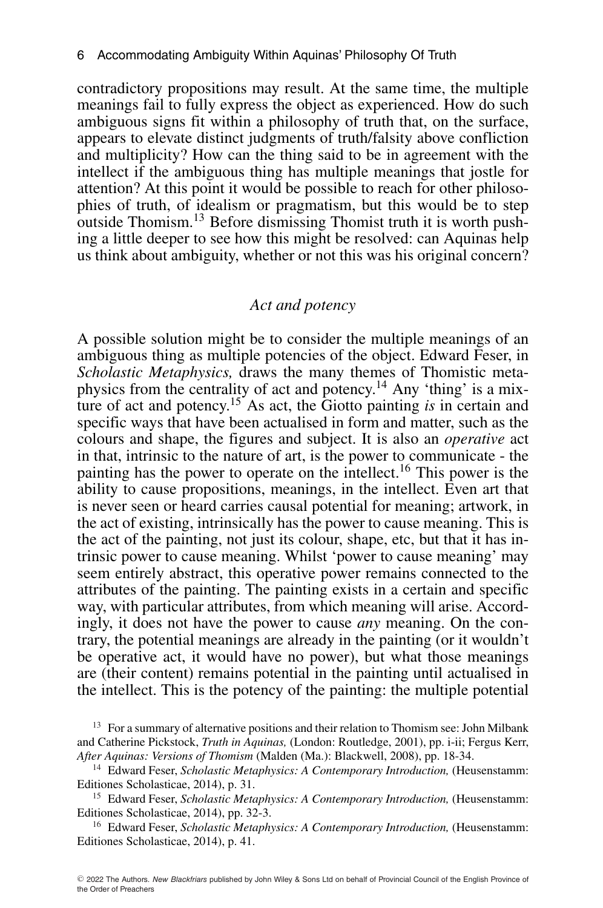contradictory propositions may result. At the same time, the multiple meanings fail to fully express the object as experienced. How do such ambiguous signs fit within a philosophy of truth that, on the surface, appears to elevate distinct judgments of truth/falsity above confliction and multiplicity? How can the thing said to be in agreement with the intellect if the ambiguous thing has multiple meanings that jostle for attention? At this point it would be possible to reach for other philosophies of truth, of idealism or pragmatism, but this would be to step outside Thomism.[13] Before dismissing Thomist truth it is worth pushing a little deeper to see how this might be resolved: can Aquinas help us think about ambiguity, whether or not this was his original concern?

### *Act and potency*

A possible solution might be to consider the multiple meanings of an ambiguous thing as multiple potencies of the object. Edward Feser, in *Scholastic Metaphysics,* draws the many themes of Thomistic metaphysics from the centrality of act and potency.[14] Any 'thing' is a mixture of act and potency.[15] As act, the Giotto painting *is* in certain and specific ways that have been actualised in form and matter, such as the colours and shape, the figures and subject. It is also an *operative* act in that, intrinsic to the nature of art, is the power to communicate - the painting has the power to operate on the intellect.[16] This power is the ability to cause propositions, meanings, in the intellect. Even art that is never seen or heard carries causal potential for meaning; artwork, in the act of existing, intrinsically has the power to cause meaning. This is the act of the painting, not just its colour, shape, etc, but that it has intrinsic power to cause meaning. Whilst 'power to cause meaning' may seem entirely abstract, this operative power remains connected to the attributes of the painting. The painting exists in a certain and specific way, with particular attributes, from which meaning will arise. Accordingly, it does not have the power to cause *any* meaning. On the contrary, the potential meanings are already in the painting (or it wouldn't be operative act, it would have no power), but what those meanings are (their content) remains potential in the painting until actualised in the intellect. This is the potency of the painting: the multiple potential

[13] For a summary of alternative positions and their relation to Thomism see: John Milbank and Catherine Pickstock, *Truth in Aquinas,* (London: Routledge, 2001), pp. i-ii; Fergus Kerr, *After Aquinas: Versions of Thomism* (Malden (Ma.): Blackwell, 2008), pp. 18-34.

[14] Edward Feser, *Scholastic Metaphysics: A Contemporary Introduction,* (Heusenstamm: Editiones Scholasticae, 2014), p. 31.

[15] Edward Feser, *Scholastic Metaphysics: A Contemporary Introduction,* (Heusenstamm: Editiones Scholasticae, 2014), pp. 32-3.

[16] Edward Feser, *Scholastic Metaphysics: A Contemporary Introduction,* (Heusenstamm: Editiones Scholasticae, 2014), p. 41.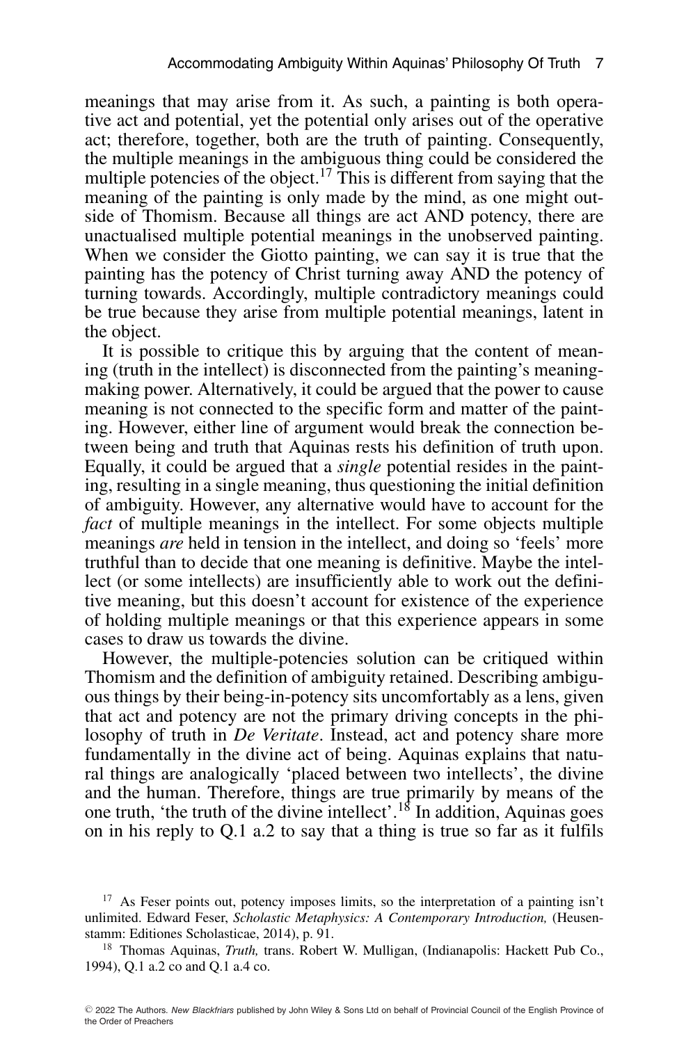meanings that may arise from it. As such, a painting is both operative act and potential, yet the potential only arises out of the operative act; therefore, together, both are the truth of painting. Consequently, the multiple meanings in the ambiguous thing could be considered the multiple potencies of the object.[17] This is different from saying that the meaning of the painting is only made by the mind, as one might outside of Thomism. Because all things are act AND potency, there are unactualised multiple potential meanings in the unobserved painting. When we consider the Giotto painting, we can say it is true that the painting has the potency of Christ turning away AND the potency of turning towards. Accordingly, multiple contradictory meanings could be true because they arise from multiple potential meanings, latent in the object.

It is possible to critique this by arguing that the content of meaning (truth in the intellect) is disconnected from the painting's meaning-making power. Alternatively, it could be argued that the power to cause meaning is not connected to the specific form and matter of the painting. However, either line of argument would break the connection between being and truth that Aquinas rests his definition of truth upon. Equally, it could be argued that a *single* potential resides in the painting, resulting in a single meaning, thus questioning the initial definition of ambiguity. However, any alternative would have to account for the *fact* of multiple meanings in the intellect. For some objects multiple meanings *are* held in tension in the intellect, and doing so 'feels' more truthful than to decide that one meaning is definitive. Maybe the intellect (or some intellects) are insufficiently able to work out the definitive meaning, but this doesn't account for existence of the experience of holding multiple meanings or that this experience appears in some cases to draw us towards the divine.

However, the multiple-potencies solution can be critiqued within Thomism and the definition of ambiguity retained. Describing ambiguous things by their being-in-potency sits uncomfortably as a lens, given that act and potency are not the primary driving concepts in the philosophy of truth in *De Veritate*. Instead, act and potency share more fundamentally in the divine act of being. Aquinas explains that natural things are analogically 'placed between two intellects', the divine and the human. Therefore, things are true primarily by means of the one truth, 'the truth of the divine intellect'.[18] In addition, Aquinas goes on in his reply to Q.1 a.2 to say that a thing is true so far as it fulfils

[17] As Feser points out, potency imposes limits, so the interpretation of a painting isn't unlimited. Edward Feser, *Scholastic Metaphysics: A Contemporary Introduction,* (Heusenstamm: Editiones Scholasticae, 2014), p. 91.

[18] Thomas Aquinas, *Truth,* trans. Robert W. Mulligan, (Indianapolis: Hackett Pub Co., 1994), Q.1 a.2 co and Q.1 a.4 co.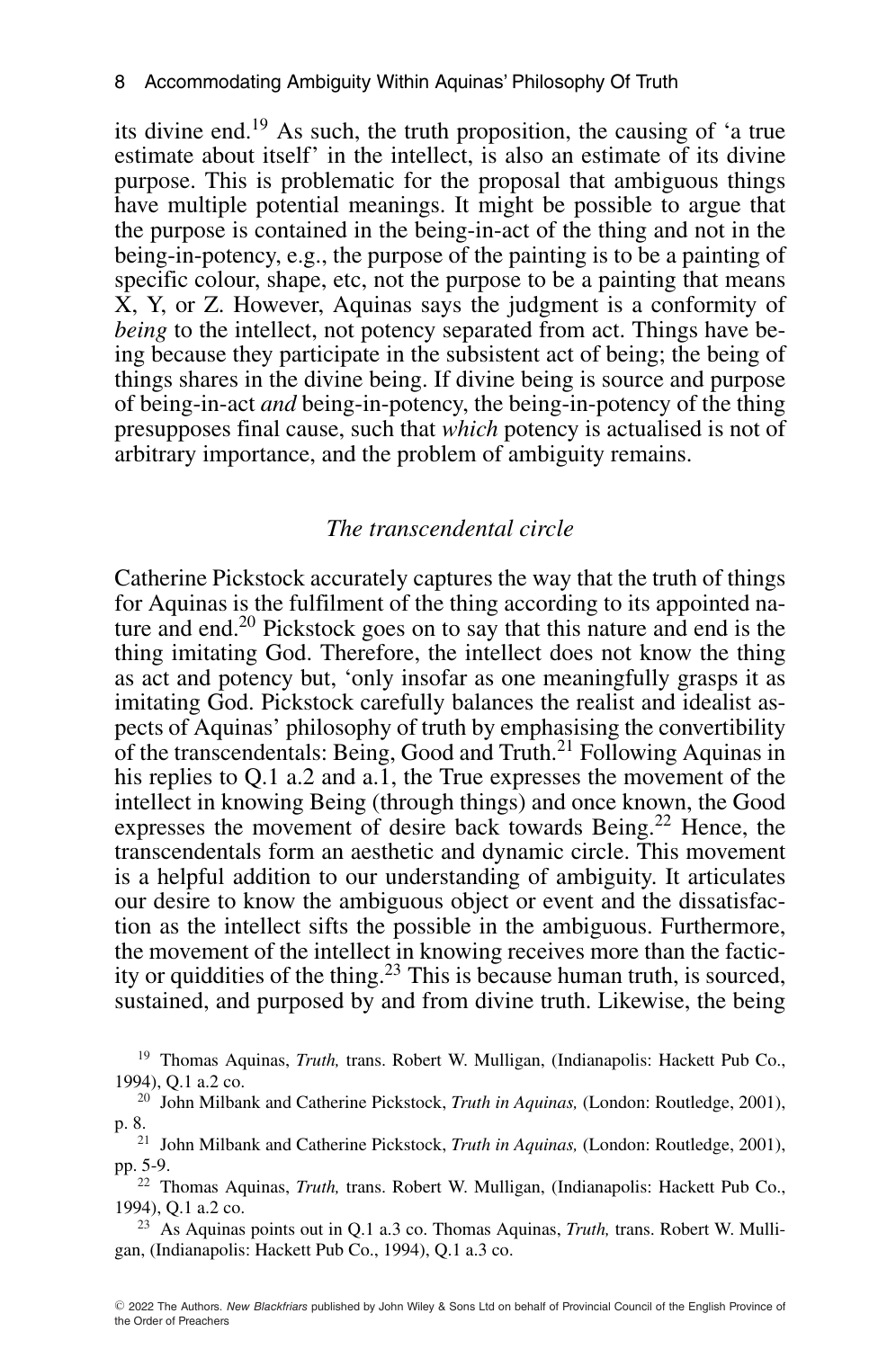its divine end.[19] As such, the truth proposition, the causing of 'a true estimate about itself' in the intellect, is also an estimate of its divine purpose. This is problematic for the proposal that ambiguous things have multiple potential meanings. It might be possible to argue that the purpose is contained in the being-in-act of the thing and not in the being-in-potency, e.g., the purpose of the painting is to be a painting of specific colour, shape, etc, not the purpose to be a painting that means X, Y, or Z. However, Aquinas says the judgment is a conformity of *being* to the intellect, not potency separated from act. Things have being because they participate in the subsistent act of being; the being of things shares in the divine being. If divine being is source and purpose of being-in-act *and* being-in-potency, the being-in-potency of the thing presupposes final cause, such that *which* potency is actualised is not of arbitrary importance, and the problem of ambiguity remains.

### *The transcendental circle*

Catherine Pickstock accurately captures the way that the truth of things for Aquinas is the fulfilment of the thing according to its appointed nature and end.[20] Pickstock goes on to say that this nature and end is the thing imitating God. Therefore, the intellect does not know the thing as act and potency but, 'only insofar as one meaningfully grasps it as imitating God. Pickstock carefully balances the realist and idealist aspects of Aquinas' philosophy of truth by emphasising the convertibility of the transcendentals: Being, Good and Truth.[21] Following Aquinas in his replies to Q.1 a.2 and a.1, the True expresses the movement of the intellect in knowing Being (through things) and once known, the Good expresses the movement of desire back towards Being.[22] Hence, the transcendentals form an aesthetic and dynamic circle. This movement is a helpful addition to our understanding of ambiguity. It articulates our desire to know the ambiguous object or event and the dissatisfaction as the intellect sifts the possible in the ambiguous. Furthermore, the movement of the intellect in knowing receives more than the facticity or quiddities of the thing.[23] This is because human truth, is sourced, sustained, and purposed by and from divine truth. Likewise, the being

[19] Thomas Aquinas, *Truth,* trans. Robert W. Mulligan, (Indianapolis: Hackett Pub Co., 1994), Q.1 a.2 co.

[20] John Milbank and Catherine Pickstock, *Truth in Aquinas,* (London: Routledge, 2001), p. 8.

[21] John Milbank and Catherine Pickstock, *Truth in Aquinas,* (London: Routledge, 2001), pp. 5-9.

[22] Thomas Aquinas, *Truth,* trans. Robert W. Mulligan, (Indianapolis: Hackett Pub Co., 1994), Q.1 a.2 co.

[23] As Aquinas points out in Q.1 a.3 co. Thomas Aquinas, *Truth,* trans. Robert W. Mulligan, (Indianapolis: Hackett Pub Co., 1994), Q.1 a.3 co.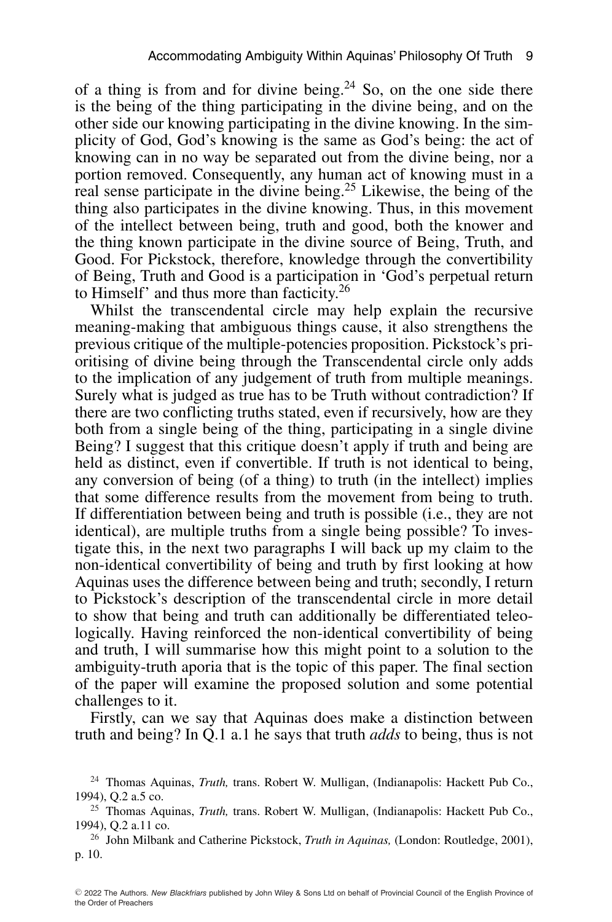of a thing is from and for divine being.[24] So, on the one side there is the being of the thing participating in the divine being, and on the other side our knowing participating in the divine knowing. In the simplicity of God, God's knowing is the same as God's being: the act of knowing can in no way be separated out from the divine being, nor a portion removed. Consequently, any human act of knowing must in a real sense participate in the divine being.[25] Likewise, the being of the thing also participates in the divine knowing. Thus, in this movement of the intellect between being, truth and good, both the knower and the thing known participate in the divine source of Being, Truth, and Good. For Pickstock, therefore, knowledge through the convertibility of Being, Truth and Good is a participation in 'God's perpetual return to Himself' and thus more than facticity.[26]

Whilst the transcendental circle may help explain the recursive meaning-making that ambiguous things cause, it also strengthens the previous critique of the multiple-potencies proposition. Pickstock's prioritising of divine being through the Transcendental circle only adds to the implication of any judgement of truth from multiple meanings. Surely what is judged as true has to be Truth without contradiction? If there are two conflicting truths stated, even if recursively, how are they both from a single being of the thing, participating in a single divine Being? I suggest that this critique doesn't apply if truth and being are held as distinct, even if convertible. If truth is not identical to being, any conversion of being (of a thing) to truth (in the intellect) implies that some difference results from the movement from being to truth. If differentiation between being and truth is possible (i.e., they are not identical), are multiple truths from a single being possible? To investigate this, in the next two paragraphs I will back up my claim to the non-identical convertibility of being and truth by first looking at how Aquinas uses the difference between being and truth; secondly, I return to Pickstock's description of the transcendental circle in more detail to show that being and truth can additionally be differentiated teleologically. Having reinforced the non-identical convertibility of being and truth, I will summarise how this might point to a solution to the ambiguity-truth aporia that is the topic of this paper. The final section of the paper will examine the proposed solution and some potential challenges to it.

Firstly, can we say that Aquinas does make a distinction between truth and being? In Q.1 a.1 he says that truth *adds* to being, thus is not

[24] Thomas Aquinas, *Truth,* trans. Robert W. Mulligan, (Indianapolis: Hackett Pub Co., 1994), Q.2 a.5 co.

[25] Thomas Aquinas, *Truth,* trans. Robert W. Mulligan, (Indianapolis: Hackett Pub Co., 1994), Q.2 a.11 co.

[26] John Milbank and Catherine Pickstock, *Truth in Aquinas,* (London: Routledge, 2001), p. 10.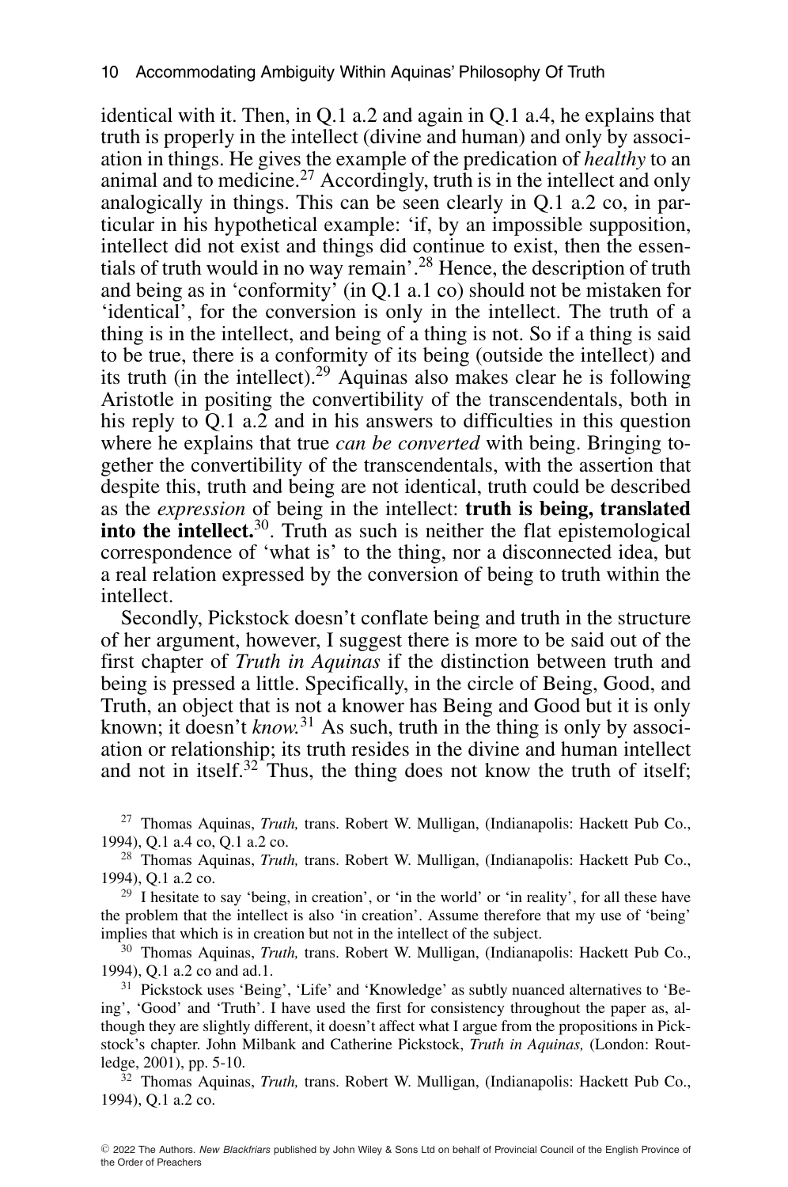identical with it. Then, in Q.1 a.2 and again in Q.1 a.4, he explains that truth is properly in the intellect (divine and human) and only by association in things. He gives the example of the predication of *healthy* to an animal and to medicine.[27] Accordingly, truth is in the intellect and only analogically in things. This can be seen clearly in Q.1 a.2 co, in particular in his hypothetical example: 'if, by an impossible supposition, intellect did not exist and things did continue to exist, then the essentials of truth would in no way remain'.[28] Hence, the description of truth and being as in 'conformity' (in Q.1 a.1 co) should not be mistaken for 'identical', for the conversion is only in the intellect. The truth of a thing is in the intellect, and being of a thing is not. So if a thing is said to be true, there is a conformity of its being (outside the intellect) and its truth (in the intellect).[29] Aquinas also makes clear he is following Aristotle in positing the convertibility of the transcendentals, both in his reply to Q.1 a.2 and in his answers to difficulties in this question where he explains that true *can be converted* with being. Bringing together the convertibility of the transcendentals, with the assertion that despite this, truth and being are not identical, truth could be described as the *expression* of being in the intellect: **truth is being, translated into the intellect.**[30]. Truth as such is neither the flat epistemological correspondence of 'what is' to the thing, nor a disconnected idea, but a real relation expressed by the conversion of being to truth within the intellect.

Secondly, Pickstock doesn't conflate being and truth in the structure of her argument, however, I suggest there is more to be said out of the first chapter of *Truth in Aquinas* if the distinction between truth and being is pressed a little. Specifically, in the circle of Being, Good, and Truth, an object that is not a knower has Being and Good but it is only known; it doesn't *know.*[31] As such, truth in the thing is only by association or relationship; its truth resides in the divine and human intellect and not in itself.[32] Thus, the thing does not know the truth of itself;

[27] Thomas Aquinas, *Truth,* trans. Robert W. Mulligan, (Indianapolis: Hackett Pub Co., 1994), Q.1 a.4 co, Q.1 a.2 co.

[28] Thomas Aquinas, *Truth,* trans. Robert W. Mulligan, (Indianapolis: Hackett Pub Co., 1994), Q.1 a.2 co.

[29] I hesitate to say 'being, in creation', or 'in the world' or 'in reality', for all these have the problem that the intellect is also 'in creation'. Assume therefore that my use of 'being' implies that which is in creation but not in the intellect of the subject.

[30] Thomas Aquinas, *Truth,* trans. Robert W. Mulligan, (Indianapolis: Hackett Pub Co., 1994), Q.1 a.2 co and ad.1.

[31] Pickstock uses 'Being', 'Life' and 'Knowledge' as subtly nuanced alternatives to 'Being', 'Good' and 'Truth'. I have used the first for consistency throughout the paper as, although they are slightly different, it doesn't affect what I argue from the propositions in Pickstock's chapter. John Milbank and Catherine Pickstock, *Truth in Aquinas,* (London: Routledge, 2001), pp. 5-10.

[32] Thomas Aquinas, *Truth,* trans. Robert W. Mulligan, (Indianapolis: Hackett Pub Co., 1994), Q.1 a.2 co.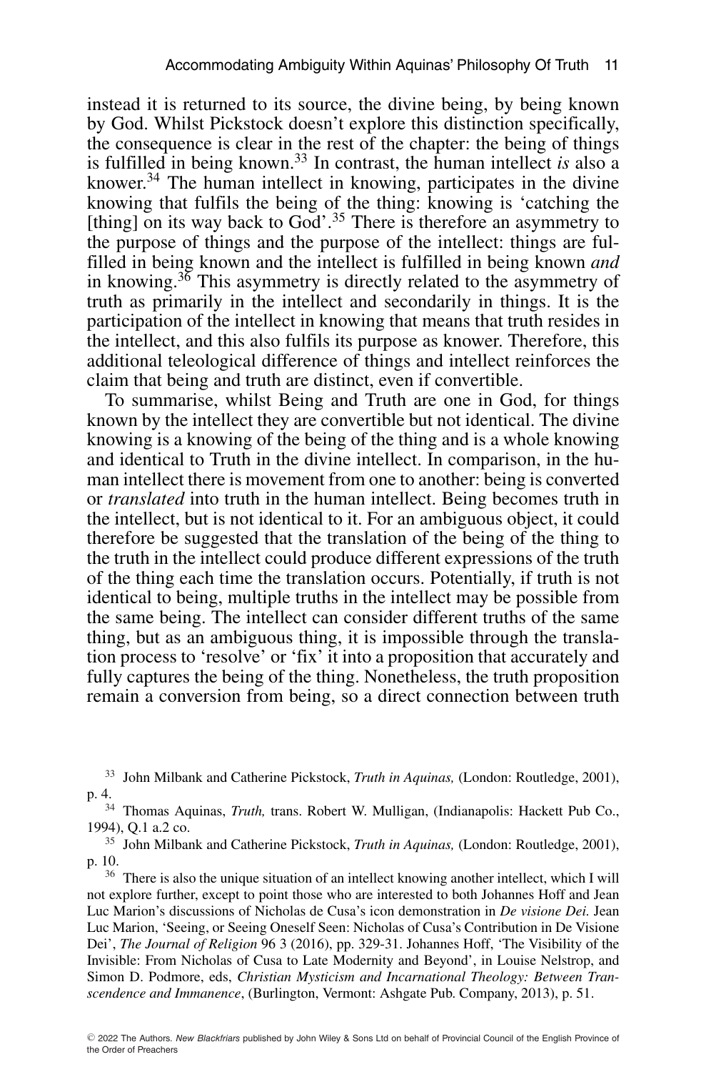instead it is returned to its source, the divine being, by being known by God. Whilst Pickstock doesn't explore this distinction specifically, the consequence is clear in the rest of the chapter: the being of things is fulfilled in being known.[33] In contrast, the human intellect *is* also a knower.[34] The human intellect in knowing, participates in the divine knowing that fulfils the being of the thing: knowing is 'catching the [thing] on its way back to God'.[35] There is therefore an asymmetry to the purpose of things and the purpose of the intellect: things are fulfilled in being known and the intellect is fulfilled in being known *and* in knowing.[36] This asymmetry is directly related to the asymmetry of truth as primarily in the intellect and secondarily in things. It is the participation of the intellect in knowing that means that truth resides in the intellect, and this also fulfils its purpose as knower. Therefore, this additional teleological difference of things and intellect reinforces the claim that being and truth are distinct, even if convertible.

To summarise, whilst Being and Truth are one in God, for things known by the intellect they are convertible but not identical. The divine knowing is a knowing of the being of the thing and is a whole knowing and identical to Truth in the divine intellect. In comparison, in the human intellect there is movement from one to another: being is converted or *translated* into truth in the human intellect. Being becomes truth in the intellect, but is not identical to it. For an ambiguous object, it could therefore be suggested that the translation of the being of the thing to the truth in the intellect could produce different expressions of the truth of the thing each time the translation occurs. Potentially, if truth is not identical to being, multiple truths in the intellect may be possible from the same being. The intellect can consider different truths of the same thing, but as an ambiguous thing, it is impossible through the translation process to 'resolve' or 'fix' it into a proposition that accurately and fully captures the being of the thing. Nonetheless, the truth proposition remain a conversion from being, so a direct connection between truth

[33] John Milbank and Catherine Pickstock, *Truth in Aquinas,* (London: Routledge, 2001), p. 4.

[34] Thomas Aquinas, *Truth,* trans. Robert W. Mulligan, (Indianapolis: Hackett Pub Co., 1994), Q.1 a.2 co.

[35] John Milbank and Catherine Pickstock, *Truth in Aquinas,* (London: Routledge, 2001), p. 10.

[36] There is also the unique situation of an intellect knowing another intellect, which I will not explore further, except to point those who are interested to both Johannes Hoff and Jean Luc Marion's discussions of Nicholas de Cusa's icon demonstration in *De visione Dei.* Jean Luc Marion, 'Seeing, or Seeing Oneself Seen: Nicholas of Cusa's Contribution in De Visione Dei', *The Journal of Religion* 96 3 (2016), pp. 329-31. Johannes Hoff, 'The Visibility of the Invisible: From Nicholas of Cusa to Late Modernity and Beyond', in Louise Nelstrop, and Simon D. Podmore, eds, *Christian Mysticism and Incarnational Theology: Between Transcendence and Immanence*, (Burlington, Vermont: Ashgate Pub. Company, 2013), p. 51.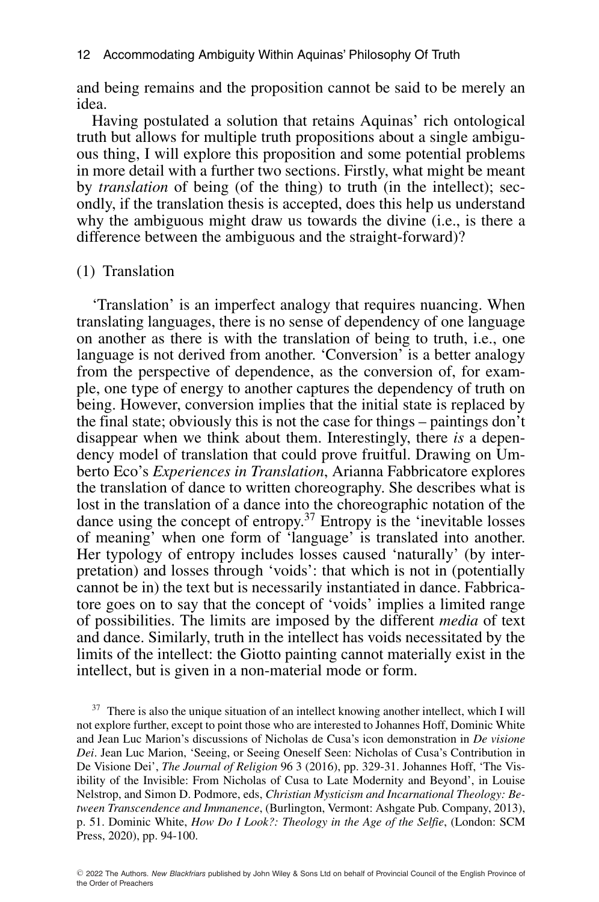and being remains and the proposition cannot be said to be merely an idea.

Having postulated a solution that retains Aquinas' rich ontological truth but allows for multiple truth propositions about a single ambiguous thing, I will explore this proposition and some potential problems in more detail with a further two sections. Firstly, what might be meant by *translation* of being (of the thing) to truth (in the intellect); secondly, if the translation thesis is accepted, does this help us understand why the ambiguous might draw us towards the divine (i.e., is there a difference between the ambiguous and the straight-forward)?

(1) Translation

'Translation' is an imperfect analogy that requires nuancing. When translating languages, there is no sense of dependency of one language on another as there is with the translation of being to truth, i.e., one language is not derived from another. 'Conversion' is a better analogy from the perspective of dependence, as the conversion of, for example, one type of energy to another captures the dependency of truth on being. However, conversion implies that the initial state is replaced by the final state; obviously this is not the case for things – paintings don't disappear when we think about them. Interestingly, there *is* a dependency model of translation that could prove fruitful. Drawing on Umberto Eco's *Experiences in Translation*, Arianna Fabbricatore explores the translation of dance to written choreography. She describes what is lost in the translation of a dance into the choreographic notation of the dance using the concept of entropy.[37] Entropy is the 'inevitable losses of meaning' when one form of 'language' is translated into another. Her typology of entropy includes losses caused 'naturally' (by interpretation) and losses through 'voids': that which is not in (potentially cannot be in) the text but is necessarily instantiated in dance. Fabbricatore goes on to say that the concept of 'voids' implies a limited range of possibilities. The limits are imposed by the different *media* of text and dance. Similarly, truth in the intellect has voids necessitated by the limits of the intellect: the Giotto painting cannot materially exist in the intellect, but is given in a non-material mode or form.

[37] There is also the unique situation of an intellect knowing another intellect, which I will not explore further, except to point those who are interested to Johannes Hoff, Dominic White and Jean Luc Marion's discussions of Nicholas de Cusa's icon demonstration in *De visione Dei*. Jean Luc Marion, 'Seeing, or Seeing Oneself Seen: Nicholas of Cusa's Contribution in De Visione Dei', *The Journal of Religion* 96 3 (2016), pp. 329-31. Johannes Hoff, 'The Visibility of the Invisible: From Nicholas of Cusa to Late Modernity and Beyond', in Louise Nelstrop, and Simon D. Podmore, eds, *Christian Mysticism and Incarnational Theology: Between Transcendence and Immanence*, (Burlington, Vermont: Ashgate Pub. Company, 2013), p. 51. Dominic White, *How Do I Look?: Theology in the Age of the Selfie*, (London: SCM Press, 2020), pp. 94-100.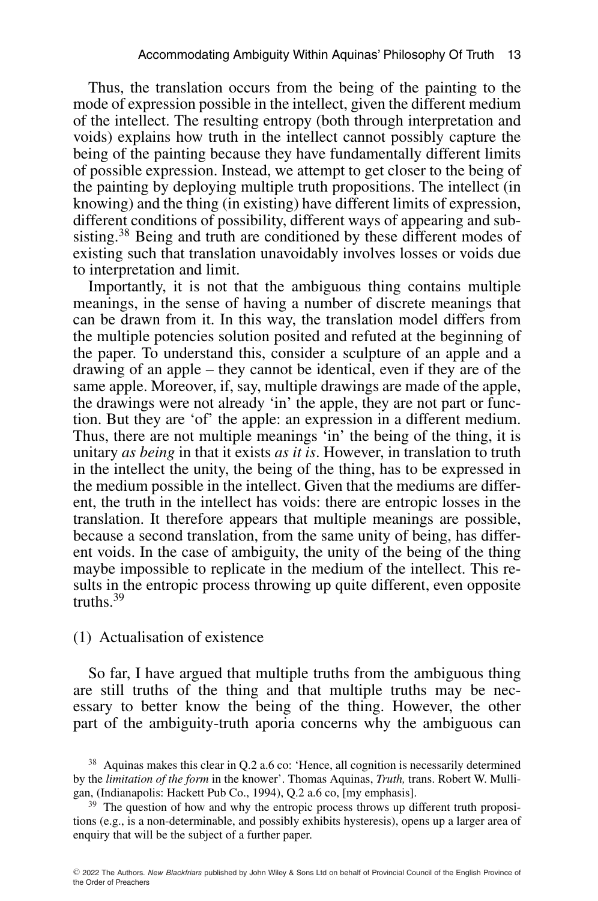Thus, the translation occurs from the being of the painting to the mode of expression possible in the intellect, given the different medium of the intellect. The resulting entropy (both through interpretation and voids) explains how truth in the intellect cannot possibly capture the being of the painting because they have fundamentally different limits of possible expression. Instead, we attempt to get closer to the being of the painting by deploying multiple truth propositions. The intellect (in knowing) and the thing (in existing) have different limits of expression, different conditions of possibility, different ways of appearing and subsisting.[38] Being and truth are conditioned by these different modes of existing such that translation unavoidably involves losses or voids due to interpretation and limit.

Importantly, it is not that the ambiguous thing contains multiple meanings, in the sense of having a number of discrete meanings that can be drawn from it. In this way, the translation model differs from the multiple potencies solution posited and refuted at the beginning of the paper. To understand this, consider a sculpture of an apple and a drawing of an apple – they cannot be identical, even if they are of the same apple. Moreover, if, say, multiple drawings are made of the apple, the drawings were not already 'in' the apple, they are not part or function. But they are 'of' the apple: an expression in a different medium. Thus, there are not multiple meanings 'in' the being of the thing, it is unitary *as being* in that it exists *as it is*. However, in translation to truth in the intellect the unity, the being of the thing, has to be expressed in the medium possible in the intellect. Given that the mediums are different, the truth in the intellect has voids: there are entropic losses in the translation. It therefore appears that multiple meanings are possible, because a second translation, from the same unity of being, has different voids. In the case of ambiguity, the unity of the being of the thing maybe impossible to replicate in the medium of the intellect. This results in the entropic process throwing up quite different, even opposite truths.[39]

## (1) Actualisation of existence

So far, I have argued that multiple truths from the ambiguous thing are still truths of the thing and that multiple truths may be necessary to better know the being of the thing. However, the other part of the ambiguity-truth aporia concerns why the ambiguous can

---

[38] Aquinas makes this clear in Q.2 a.6 co: 'Hence, all cognition is necessarily determined by the *limitation of the form* in the knower'. Thomas Aquinas, *Truth,* trans. Robert W. Mulligan, (Indianapolis: Hackett Pub Co., 1994), Q.2 a.6 co, [my emphasis].

[39] The question of how and why the entropic process throws up different truth propositions (e.g., is a non-determinable, and possibly exhibits hysteresis), opens up a larger area of enquiry that will be the subject of a further paper.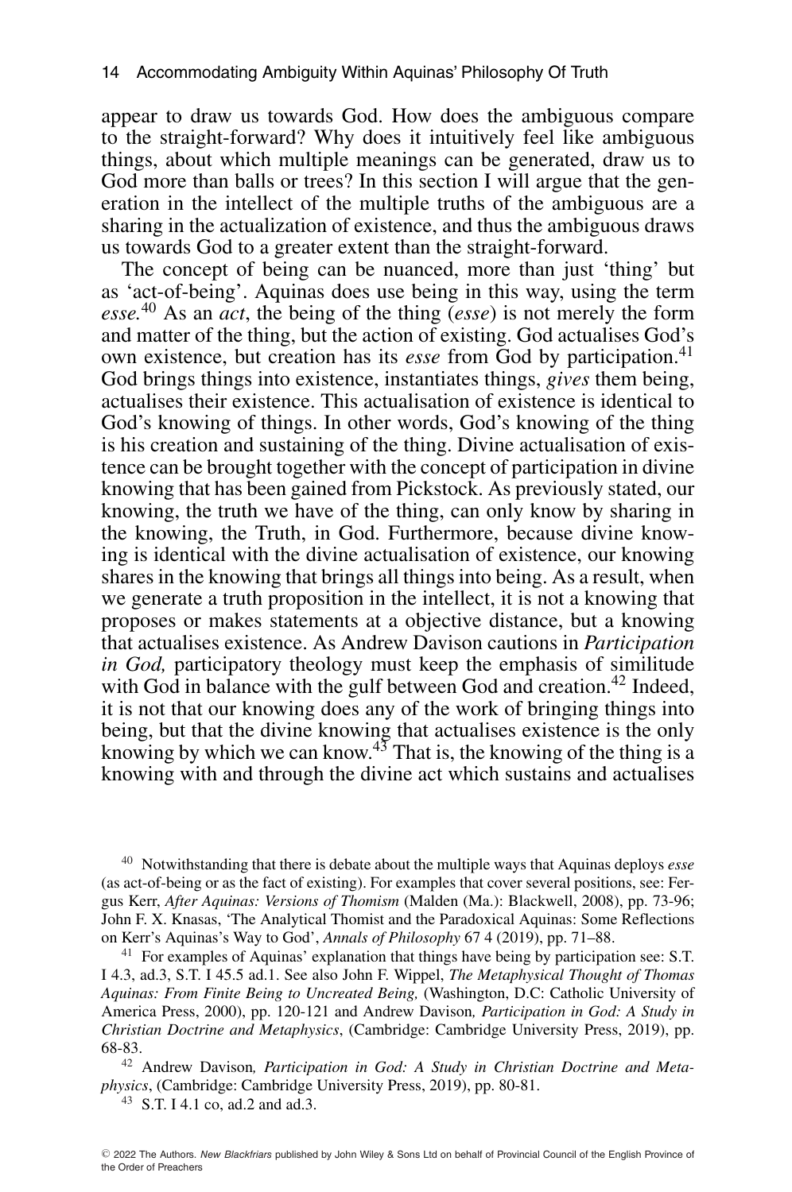appear to draw us towards God. How does the ambiguous compare to the straight-forward? Why does it intuitively feel like ambiguous things, about which multiple meanings can be generated, draw us to God more than balls or trees? In this section I will argue that the generation in the intellect of the multiple truths of the ambiguous are a sharing in the actualization of existence, and thus the ambiguous draws us towards God to a greater extent than the straight-forward.

The concept of being can be nuanced, more than just 'thing' but as 'act-of-being'. Aquinas does use being in this way, using the term *esse.*[40] As an *act*, the being of the thing (*esse*) is not merely the form and matter of the thing, but the action of existing. God actualises God's own existence, but creation has its *esse* from God by participation.[41] God brings things into existence, instantiates things, *gives* them being, actualises their existence. This actualisation of existence is identical to God's knowing of things. In other words, God's knowing of the thing is his creation and sustaining of the thing. Divine actualisation of existence can be brought together with the concept of participation in divine knowing that has been gained from Pickstock. As previously stated, our knowing, the truth we have of the thing, can only know by sharing in the knowing, the Truth, in God. Furthermore, because divine knowing is identical with the divine actualisation of existence, our knowing shares in the knowing that brings all things into being. As a result, when we generate a truth proposition in the intellect, it is not a knowing that proposes or makes statements at a objective distance, but a knowing that actualises existence. As Andrew Davison cautions in *Participation in God,* participatory theology must keep the emphasis of similitude with God in balance with the gulf between God and creation.[42] Indeed, it is not that our knowing does any of the work of bringing things into being, but that the divine knowing that actualises existence is the only knowing by which we can know.[43] That is, the knowing of the thing is a knowing with and through the divine act which sustains and actualises

---

[40] Notwithstanding that there is debate about the multiple ways that Aquinas deploys *esse* (as act-of-being or as the fact of existing). For examples that cover several positions, see: Fergus Kerr, *After Aquinas: Versions of Thomism* (Malden (Ma.): Blackwell, 2008), pp. 73-96; John F. X. Knasas, 'The Analytical Thomist and the Paradoxical Aquinas: Some Reflections on Kerr's Aquinas's Way to God', *Annals of Philosophy* 67 4 (2019), pp. 71–88.

[41] For examples of Aquinas' explanation that things have being by participation see: S.T. I 4.3, ad.3, S.T. I 45.5 ad.1. See also John F. Wippel, *The Metaphysical Thought of Thomas Aquinas: From Finite Being to Uncreated Being,* (Washington, D.C: Catholic University of America Press, 2000), pp. 120-121 and Andrew Davison*, Participation in God: A Study in Christian Doctrine and Metaphysics*, (Cambridge: Cambridge University Press, 2019), pp. 68-83.

[42] Andrew Davison*, Participation in God: A Study in Christian Doctrine and Metaphysics*, (Cambridge: Cambridge University Press, 2019), pp. 80-81.

[43] S.T. I 4.1 co, ad.2 and ad.3.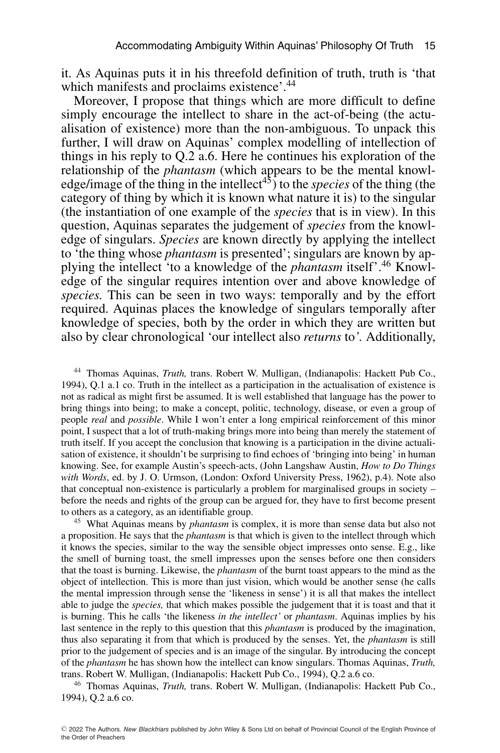it. As Aquinas puts it in his threefold definition of truth, truth is 'that which manifests and proclaims existence'.[44]

Moreover, I propose that things which are more difficult to define simply encourage the intellect to share in the act-of-being (the actualisation of existence) more than the non-ambiguous. To unpack this further, I will draw on Aquinas' complex modelling of intellection of things in his reply to Q.2 a.6. Here he continues his exploration of the relationship of the *phantasm* (which appears to be the mental knowledge/image of the thing in the intellect[45]) to the *species* of the thing (the category of thing by which it is known what nature it is) to the singular (the instantiation of one example of the *species* that is in view). In this question, Aquinas separates the judgement of *species* from the knowledge of singulars. *Species* are known directly by applying the intellect to 'the thing whose *phantasm* is presented'; singulars are known by applying the intellect 'to a knowledge of the *phantasm* itself'.[46] Knowledge of the singular requires intention over and above knowledge of *species.* This can be seen in two ways: temporally and by the effort required. Aquinas places the knowledge of singulars temporally after knowledge of species, both by the order in which they are written but also by clear chronological 'our intellect also *returns* to'. Additionally,

[44] Thomas Aquinas, *Truth,* trans. Robert W. Mulligan, (Indianapolis: Hackett Pub Co., 1994), Q.1 a.1 co. Truth in the intellect as a participation in the actualisation of existence is not as radical as might first be assumed. It is well established that language has the power to bring things into being; to make a concept, politic, technology, disease, or even a group of people *real* and *possible*. While I won't enter a long empirical reinforcement of this minor point, I suspect that a lot of truth-making brings more into being than merely the statement of truth itself. If you accept the conclusion that knowing is a participation in the divine actualisation of existence, it shouldn't be surprising to find echoes of 'bringing into being' in human knowing. See, for example Austin's speech-acts, (John Langshaw Austin, *How to Do Things with Words*, ed. by J. O. Urmson, (London: Oxford University Press, 1962), p.4). Note also that conceptual non-existence is particularly a problem for marginalised groups in society – before the needs and rights of the group can be argued for, they have to first become present to others as a category, as an identifiable group.

[45] What Aquinas means by *phantasm* is complex, it is more than sense data but also not a proposition. He says that the *phantasm* is that which is given to the intellect through which it knows the species, similar to the way the sensible object impresses onto sense. E.g., like the smell of burning toast, the smell impresses upon the senses before one then considers that the toast is burning. Likewise, the *phantasm* of the burnt toast appears to the mind as the object of intellection. This is more than just vision, which would be another sense (he calls the mental impression through sense the 'likeness in sense') it is all that makes the intellect able to judge the *species,* that which makes possible the judgement that it is toast and that it is burning. This he calls 'the likeness *in the intellect'* or *phantasm*. Aquinas implies by his last sentence in the reply to this question that this *phantasm* is produced by the imagination, thus also separating it from that which is produced by the senses. Yet, the *phantasm* is still prior to the judgement of species and is an image of the singular. By introducing the concept of the *phantasm* he has shown how the intellect can know singulars. Thomas Aquinas, *Truth,* trans. Robert W. Mulligan, (Indianapolis: Hackett Pub Co., 1994), Q.2 a.6 co.

[46] Thomas Aquinas, *Truth,* trans. Robert W. Mulligan, (Indianapolis: Hackett Pub Co., 1994), Q.2 a.6 co.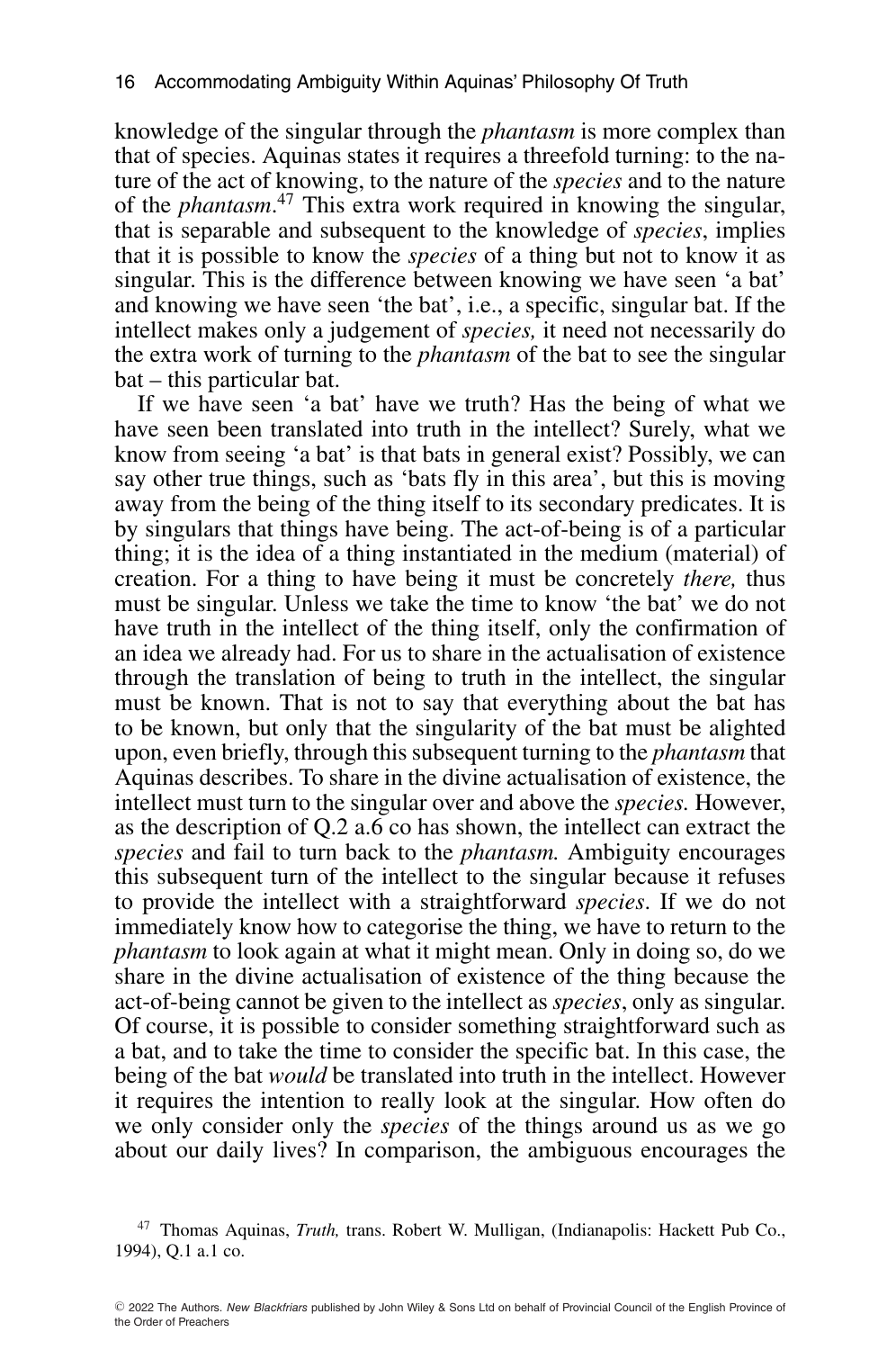knowledge of the singular through the *phantasm* is more complex than that of species. Aquinas states it requires a threefold turning: to the nature of the act of knowing, to the nature of the *species* and to the nature of the *phantasm*.[47] This extra work required in knowing the singular, that is separable and subsequent to the knowledge of *species*, implies that it is possible to know the *species* of a thing but not to know it as singular. This is the difference between knowing we have seen 'a bat' and knowing we have seen 'the bat', i.e., a specific, singular bat. If the intellect makes only a judgement of *species,* it need not necessarily do the extra work of turning to the *phantasm* of the bat to see the singular bat – this particular bat.

If we have seen 'a bat' have we truth? Has the being of what we have seen been translated into truth in the intellect? Surely, what we know from seeing 'a bat' is that bats in general exist? Possibly, we can say other true things, such as 'bats fly in this area', but this is moving away from the being of the thing itself to its secondary predicates. It is by singulars that things have being. The act-of-being is of a particular thing; it is the idea of a thing instantiated in the medium (material) of creation. For a thing to have being it must be concretely *there,* thus must be singular. Unless we take the time to know 'the bat' we do not have truth in the intellect of the thing itself, only the confirmation of an idea we already had. For us to share in the actualisation of existence through the translation of being to truth in the intellect, the singular must be known. That is not to say that everything about the bat has to be known, but only that the singularity of the bat must be alighted upon, even briefly, through this subsequent turning to the *phantasm* that Aquinas describes. To share in the divine actualisation of existence, the intellect must turn to the singular over and above the *species.* However, as the description of Q.2 a.6 co has shown, the intellect can extract the *species* and fail to turn back to the *phantasm.* Ambiguity encourages this subsequent turn of the intellect to the singular because it refuses to provide the intellect with a straightforward *species*. If we do not immediately know how to categorise the thing, we have to return to the *phantasm* to look again at what it might mean. Only in doing so, do we share in the divine actualisation of existence of the thing because the act-of-being cannot be given to the intellect as *species*, only as singular. Of course, it is possible to consider something straightforward such as a bat, and to take the time to consider the specific bat. In this case, the being of the bat *would* be translated into truth in the intellect. However it requires the intention to really look at the singular. How often do we only consider only the *species* of the things around us as we go about our daily lives? In comparison, the ambiguous encourages the

[47] Thomas Aquinas, *Truth,* trans. Robert W. Mulligan, (Indianapolis: Hackett Pub Co., 1994), Q.1 a.1 co.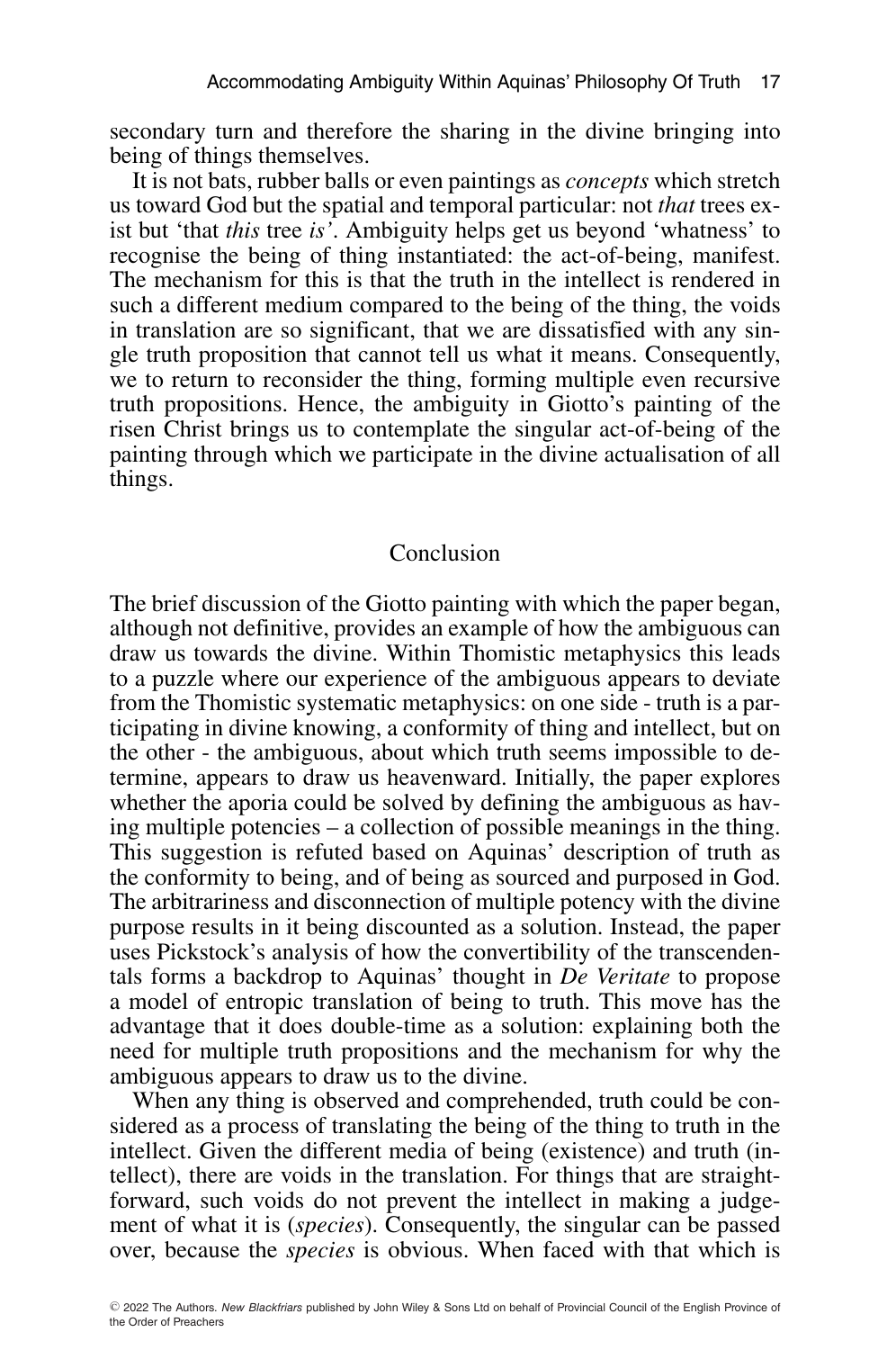secondary turn and therefore the sharing in the divine bringing into being of things themselves.

It is not bats, rubber balls or even paintings as *concepts* which stretch us toward God but the spatial and temporal particular: not *that* trees exist but 'that *this* tree *is*'. Ambiguity helps get us beyond 'whatness' to recognise the being of thing instantiated: the act-of-being, manifest. The mechanism for this is that the truth in the intellect is rendered in such a different medium compared to the being of the thing, the voids in translation are so significant, that we are dissatisfied with any single truth proposition that cannot tell us what it means. Consequently, we to return to reconsider the thing, forming multiple even recursive truth propositions. Hence, the ambiguity in Giotto's painting of the risen Christ brings us to contemplate the singular act-of-being of the painting through which we participate in the divine actualisation of all things.

## Conclusion

The brief discussion of the Giotto painting with which the paper began, although not definitive, provides an example of how the ambiguous can draw us towards the divine. Within Thomistic metaphysics this leads to a puzzle where our experience of the ambiguous appears to deviate from the Thomistic systematic metaphysics: on one side - truth is a participating in divine knowing, a conformity of thing and intellect, but on the other - the ambiguous, about which truth seems impossible to determine, appears to draw us heavenward. Initially, the paper explores whether the aporia could be solved by defining the ambiguous as having multiple potencies – a collection of possible meanings in the thing. This suggestion is refuted based on Aquinas' description of truth as the conformity to being, and of being as sourced and purposed in God. The arbitrariness and disconnection of multiple potency with the divine purpose results in it being discounted as a solution. Instead, the paper uses Pickstock's analysis of how the convertibility of the transcendentals forms a backdrop to Aquinas' thought in *De Veritate* to propose a model of entropic translation of being to truth. This move has the advantage that it does double-time as a solution: explaining both the need for multiple truth propositions and the mechanism for why the ambiguous appears to draw us to the divine.

When any thing is observed and comprehended, truth could be considered as a process of translating the being of the thing to truth in the intellect. Given the different media of being (existence) and truth (intellect), there are voids in the translation. For things that are straightforward, such voids do not prevent the intellect in making a judgement of what it is (*species*). Consequently, the singular can be passed over, because the *species* is obvious. When faced with that which is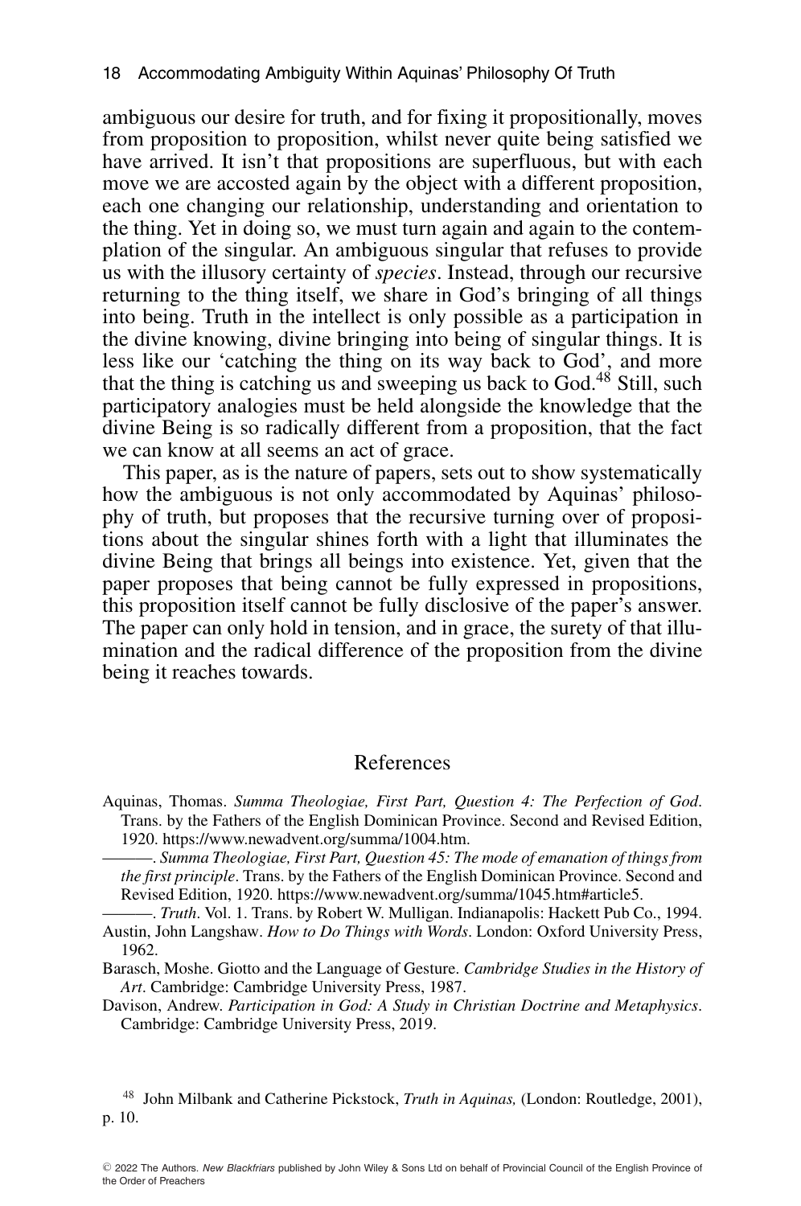ambiguous our desire for truth, and for fixing it propositionally, moves from proposition to proposition, whilst never quite being satisfied we have arrived. It isn't that propositions are superfluous, but with each move we are accosted again by the object with a different proposition, each one changing our relationship, understanding and orientation to the thing. Yet in doing so, we must turn again and again to the contemplation of the singular. An ambiguous singular that refuses to provide us with the illusory certainty of *species*. Instead, through our recursive returning to the thing itself, we share in God's bringing of all things into being. Truth in the intellect is only possible as a participation in the divine knowing, divine bringing into being of singular things. It is less like our 'catching the thing on its way back to God', and more that the thing is catching us and sweeping us back to God.[48] Still, such participatory analogies must be held alongside the knowledge that the divine Being is so radically different from a proposition, that the fact we can know at all seems an act of grace.

This paper, as is the nature of papers, sets out to show systematically how the ambiguous is not only accommodated by Aquinas' philosophy of truth, but proposes that the recursive turning over of propositions about the singular shines forth with a light that illuminates the divine Being that brings all beings into existence. Yet, given that the paper proposes that being cannot be fully expressed in propositions, this proposition itself cannot be fully disclosive of the paper's answer. The paper can only hold in tension, and in grace, the surety of that illumination and the radical difference of the proposition from the divine being it reaches towards.

## References

Aquinas, Thomas. *Summa Theologiae, First Part, Question 4: The Perfection of God*. Trans. by the Fathers of the English Dominican Province. Second and Revised Edition, 1920. https://www.newadvent.org/summa/1004.htm.

———. *Summa Theologiae, First Part, Question 45: The mode of emanation of things from the first principle*. Trans. by the Fathers of the English Dominican Province. Second and Revised Edition, 1920. https://www.newadvent.org/summa/1045.htm#article5.

———. *Truth*. Vol. 1. Trans. by Robert W. Mulligan. Indianapolis: Hackett Pub Co., 1994.

Austin, John Langshaw. *How to Do Things with Words*. London: Oxford University Press, 1962.

Barasch, Moshe. Giotto and the Language of Gesture. *Cambridge Studies in the History of Art*. Cambridge: Cambridge University Press, 1987.

Davison, Andrew. *Participation in God: A Study in Christian Doctrine and Metaphysics*. Cambridge: Cambridge University Press, 2019.

[48] John Milbank and Catherine Pickstock, *Truth in Aquinas,* (London: Routledge, 2001), p. 10.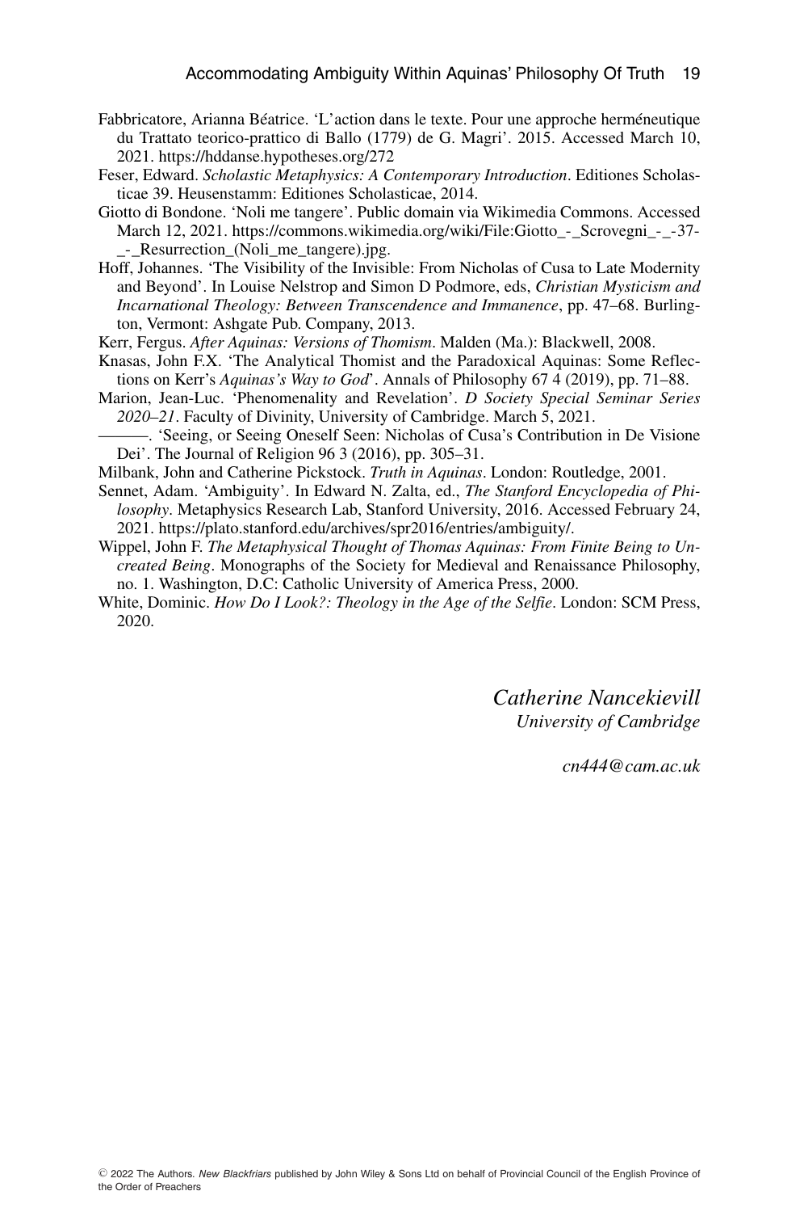Fabbricatore, Arianna Béatrice. 'L'action dans le texte. Pour une approche herméneutique du Trattato teorico-prattico di Ballo (1779) de G. Magri'. 2015. Accessed March 10, 2021. https://hddanse.hypotheses.org/272

Feser, Edward. *Scholastic Metaphysics: A Contemporary Introduction*. Editiones Scholasticae 39. Heusenstamm: Editiones Scholasticae, 2014.

Giotto di Bondone. 'Noli me tangere'. Public domain via Wikimedia Commons. Accessed March 12, 2021. https://commons.wikimedia.org/wiki/File:Giotto_-_Scrovegni_-_-37-_-_Resurrection_(Noli_me_tangere).jpg.

Hoff, Johannes. 'The Visibility of the Invisible: From Nicholas of Cusa to Late Modernity and Beyond'. In Louise Nelstrop and Simon D Podmore, eds, *Christian Mysticism and Incarnational Theology: Between Transcendence and Immanence*, pp. 47–68. Burlington, Vermont: Ashgate Pub. Company, 2013.

Kerr, Fergus. *After Aquinas: Versions of Thomism*. Malden (Ma.): Blackwell, 2008.

Knasas, John F.X. 'The Analytical Thomist and the Paradoxical Aquinas: Some Reflections on Kerr's *Aquinas's Way to God*'. Annals of Philosophy 67 4 (2019), pp. 71–88.

Marion, Jean-Luc. 'Phenomenality and Revelation'. *D Society Special Seminar Series 2020–21*. Faculty of Divinity, University of Cambridge. March 5, 2021.

———. 'Seeing, or Seeing Oneself Seen: Nicholas of Cusa's Contribution in De Visione Dei'. The Journal of Religion 96 3 (2016), pp. 305–31.

Milbank, John and Catherine Pickstock. *Truth in Aquinas*. London: Routledge, 2001.

Sennet, Adam. 'Ambiguity'. In Edward N. Zalta, ed., *The Stanford Encyclopedia of Philosophy*. Metaphysics Research Lab, Stanford University, 2016. Accessed February 24, 2021. https://plato.stanford.edu/archives/spr2016/entries/ambiguity/.

Wippel, John F. *The Metaphysical Thought of Thomas Aquinas: From Finite Being to Uncreated Being*. Monographs of the Society for Medieval and Renaissance Philosophy, no. 1. Washington, D.C: Catholic University of America Press, 2000.

White, Dominic. *How Do I Look?: Theology in the Age of the Selfie*. London: SCM Press, 2020.

*Catherine Nancekievill*
*University of Cambridge*

*cn444@cam.ac.uk*